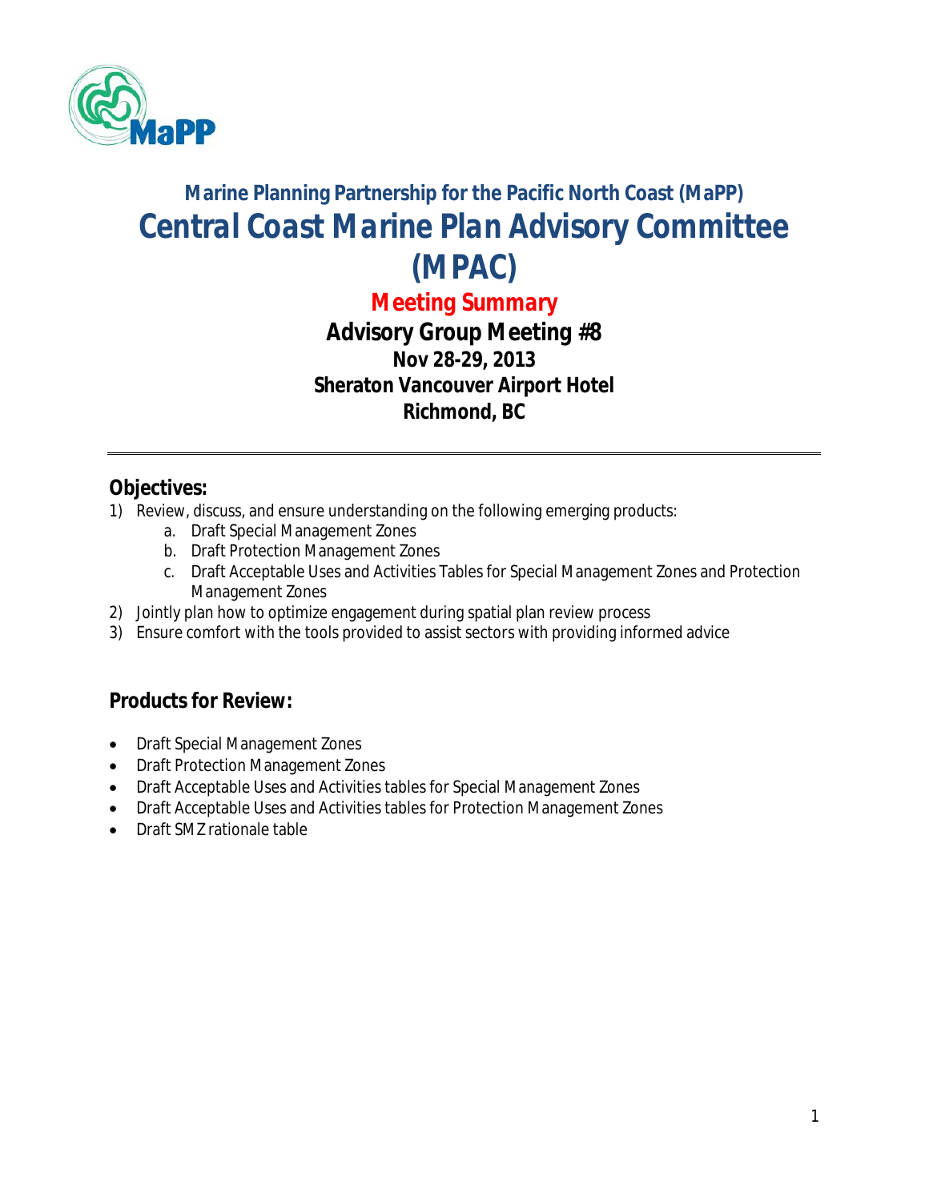## Marine Planning Partnership for the Pacific North Coast (MaPP)

# Central Coast Marine Plan Advisory Committee (MPAC)

## Meeting Summary

### Advisory Group Meeting #8

**Nov 28-29, 2013**

**Sheraton Vancouver Airport Hotel**

**Richmond, BC**

---

## Objectives:

1) Review, discuss, and ensure understanding on the following emerging products:
   a. Draft Special Management Zones
   b. Draft Protection Management Zones
   c. Draft Acceptable Uses and Activities Tables for Special Management Zones and Protection Management Zones
2) Jointly plan how to optimize engagement during spatial plan review process
3) Ensure comfort with the tools provided to assist sectors with providing informed advice

## Products for Review:

- Draft Special Management Zones
- Draft Protection Management Zones
- Draft Acceptable Uses and Activities tables for Special Management Zones
- Draft Acceptable Uses and Activities tables for Protection Management Zones
- Draft SMZ rationale table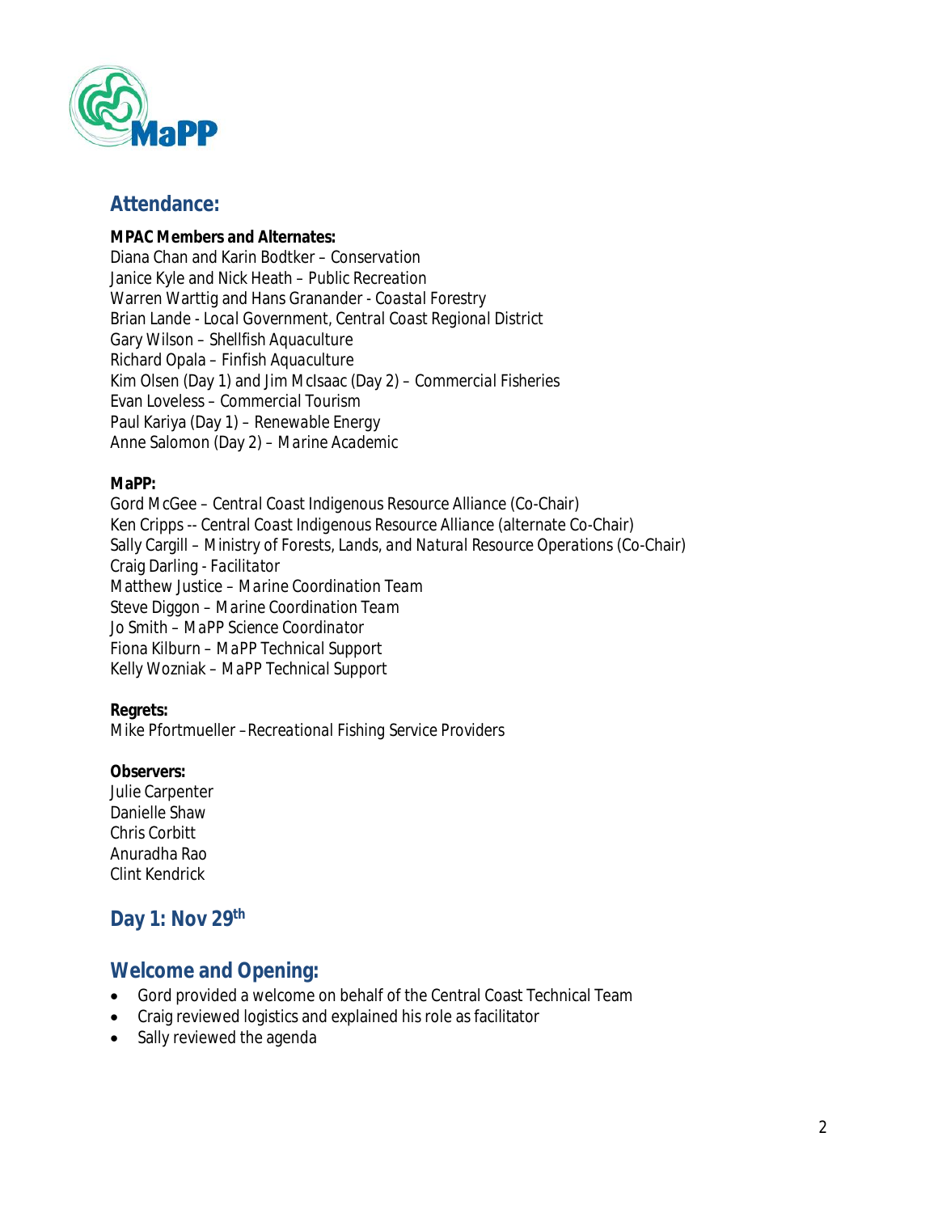## Attendance:

**MPAC Members and Alternates:**
Diana Chan and Karin Bodtker – *Conservation*
Janice Kyle and Nick Heath – *Public Recreation*
Warren Warttig and Hans Granander - *Coastal Forestry*
Brian Lande - *Local Government, Central Coast Regional District*
Gary Wilson – *Shellfish Aquaculture*
Richard Opala – *Finfish Aquaculture*
Kim Olsen (Day 1) and Jim McIsaac (Day 2) – *Commercial Fisheries*
Evan Loveless – *Commercial Tourism*
Paul Kariya (Day 1) – *Renewable Energy*
Anne Salomon (Day 2) – *Marine Academic*

**MaPP:**
Gord McGee – *Central Coast Indigenous Resource Alliance (Co-Chair)*
Ken Cripps -- *Central Coast Indigenous Resource Alliance (alternate Co-Chair)*
Sally Cargill – *Ministry of Forests, Lands, and Natural Resource Operations (Co-Chair)*
Craig Darling - *Facilitator*
Matthew Justice – *Marine Coordination Team*
Steve Diggon – *Marine Coordination Team*
Jo Smith – *MaPP Science Coordinator*
Fiona Kilburn – *MaPP Technical Support*
Kelly Wozniak – *MaPP Technical Support*

**Regrets:**
Mike Pfortmueller –*Recreational Fishing Service Providers*

**Observers:**
Julie Carpenter
Danielle Shaw
Chris Corbitt
Anuradha Rao
Clint Kendrick

## Day 1: Nov 29th

## Welcome and Opening:

- Gord provided a welcome on behalf of the Central Coast Technical Team
- Craig reviewed logistics and explained his role as facilitator
- Sally reviewed the agenda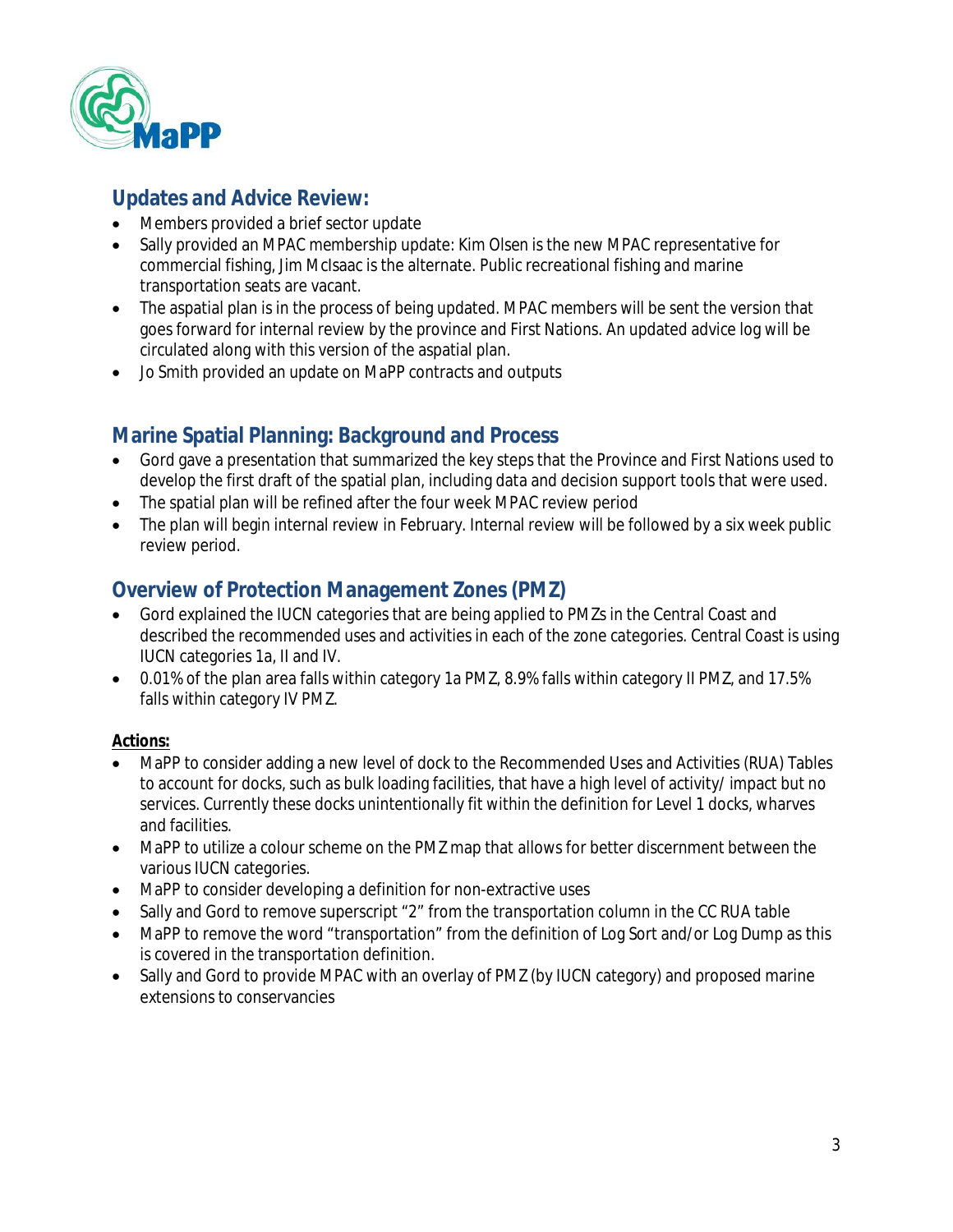## Updates and Advice Review:

- Members provided a brief sector update
- Sally provided an MPAC membership update: Kim Olsen is the new MPAC representative for commercial fishing, Jim McIsaac is the alternate. Public recreational fishing and marine transportation seats are vacant.
- The aspatial plan is in the process of being updated. MPAC members will be sent the version that goes forward for internal review by the province and First Nations. An updated advice log will be circulated along with this version of the aspatial plan.
- Jo Smith provided an update on MaPP contracts and outputs

## Marine Spatial Planning: Background and Process

- Gord gave a presentation that summarized the key steps that the Province and First Nations used to develop the first draft of the spatial plan, including data and decision support tools that were used.
- The spatial plan will be refined after the four week MPAC review period
- The plan will begin internal review in February. Internal review will be followed by a six week public review period.

## Overview of Protection Management Zones (PMZ)

- Gord explained the IUCN categories that are being applied to PMZs in the Central Coast and described the recommended uses and activities in each of the zone categories. Central Coast is using IUCN categories 1a, II and IV.
- 0.01% of the plan area falls within category 1a PMZ, 8.9% falls within category II PMZ, and 17.5% falls within category IV PMZ.

**Actions:**

- MaPP to consider adding a new level of dock to the Recommended Uses and Activities (RUA) Tables to account for docks, such as bulk loading facilities, that have a high level of activity/ impact but no services. Currently these docks unintentionally fit within the definition for Level 1 docks, wharves and facilities.
- MaPP to utilize a colour scheme on the PMZ map that allows for better discernment between the various IUCN categories.
- MaPP to consider developing a definition for non-extractive uses
- Sally and Gord to remove superscript "2" from the transportation column in the CC RUA table
- MaPP to remove the word "transportation" from the definition of Log Sort and/or Log Dump as this is covered in the transportation definition.
- Sally and Gord to provide MPAC with an overlay of PMZ (by IUCN category) and proposed marine extensions to conservancies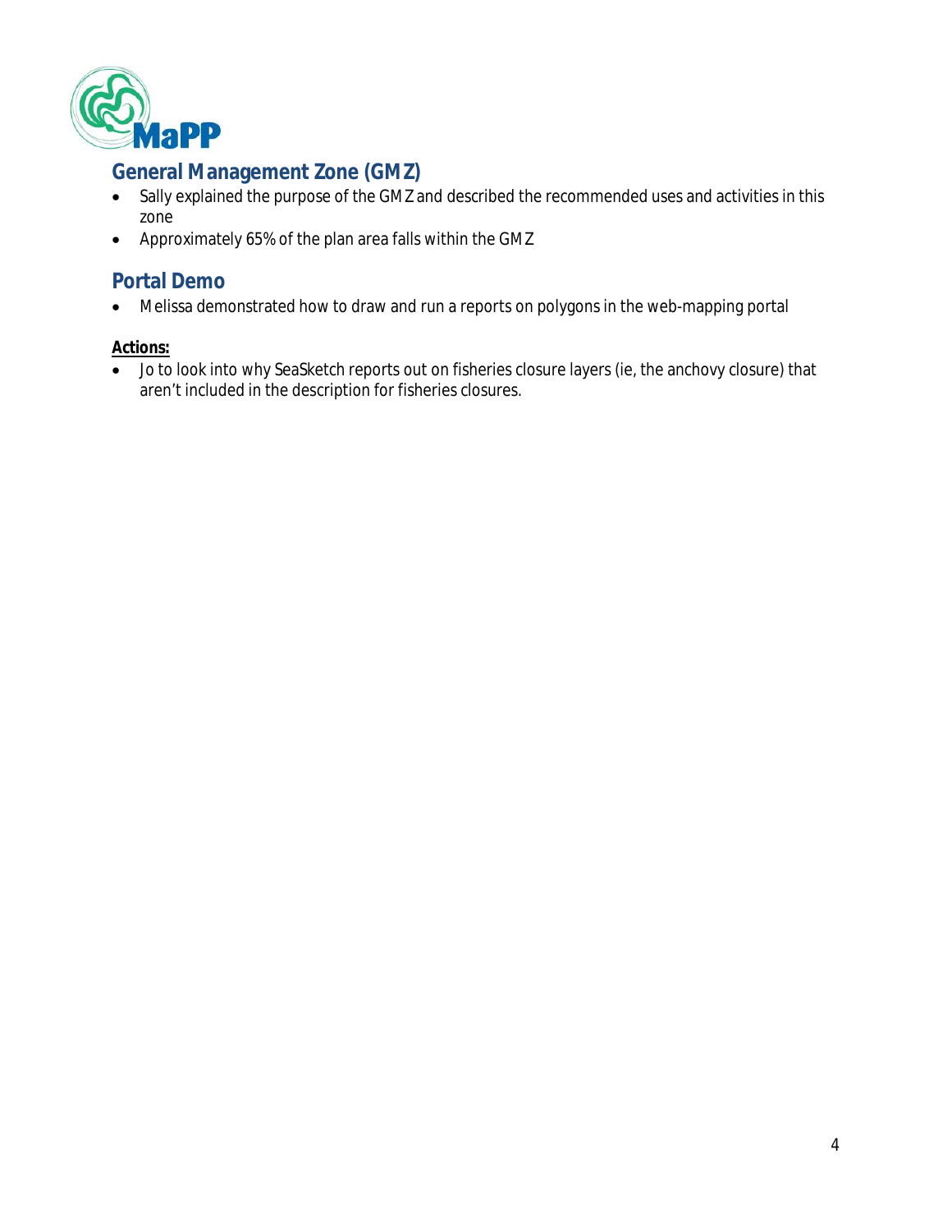## General Management Zone (GMZ)

- Sally explained the purpose of the GMZ and described the recommended uses and activities in this zone
- Approximately 65% of the plan area falls within the GMZ

## Portal Demo

- Melissa demonstrated how to draw and run a reports on polygons in the web-mapping portal

**Actions:**

- Jo to look into why SeaSketch reports out on fisheries closure layers (ie, the anchovy closure) that aren't included in the description for fisheries closures.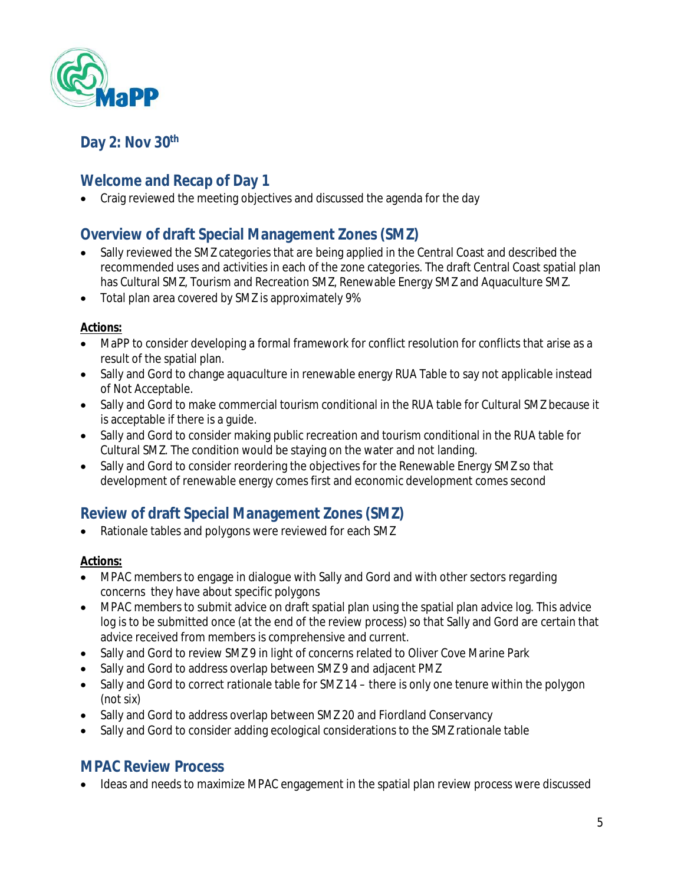## Day 2: Nov 30th

## Welcome and Recap of Day 1

- Craig reviewed the meeting objectives and discussed the agenda for the day

## Overview of draft Special Management Zones (SMZ)

- Sally reviewed the SMZ categories that are being applied in the Central Coast and described the recommended uses and activities in each of the zone categories. The draft Central Coast spatial plan has Cultural SMZ, Tourism and Recreation SMZ, Renewable Energy SMZ and Aquaculture SMZ.
- Total plan area covered by SMZ is approximately 9%

**Actions:**

- MaPP to consider developing a formal framework for conflict resolution for conflicts that arise as a result of the spatial plan.
- Sally and Gord to change aquaculture in renewable energy RUA Table to say not applicable instead of Not Acceptable.
- Sally and Gord to make commercial tourism conditional in the RUA table for Cultural SMZ because it is acceptable if there is a guide.
- Sally and Gord to consider making public recreation and tourism conditional in the RUA table for Cultural SMZ. The condition would be staying on the water and not landing.
- Sally and Gord to consider reordering the objectives for the Renewable Energy SMZ so that development of renewable energy comes first and economic development comes second

## Review of draft Special Management Zones (SMZ)

- Rationale tables and polygons were reviewed for each SMZ

**Actions:**

- MPAC members to engage in dialogue with Sally and Gord and with other sectors regarding concerns they have about specific polygons
- MPAC members to submit advice on draft spatial plan using the spatial plan advice log. This advice log is to be submitted once (at the end of the review process) so that Sally and Gord are certain that advice received from members is comprehensive and current.
- Sally and Gord to review SMZ 9 in light of concerns related to Oliver Cove Marine Park
- Sally and Gord to address overlap between SMZ 9 and adjacent PMZ
- Sally and Gord to correct rationale table for SMZ 14 – there is only one tenure within the polygon (not six)
- Sally and Gord to address overlap between SMZ 20 and Fiordland Conservancy
- Sally and Gord to consider adding ecological considerations to the SMZ rationale table

## MPAC Review Process

- Ideas and needs to maximize MPAC engagement in the spatial plan review process were discussed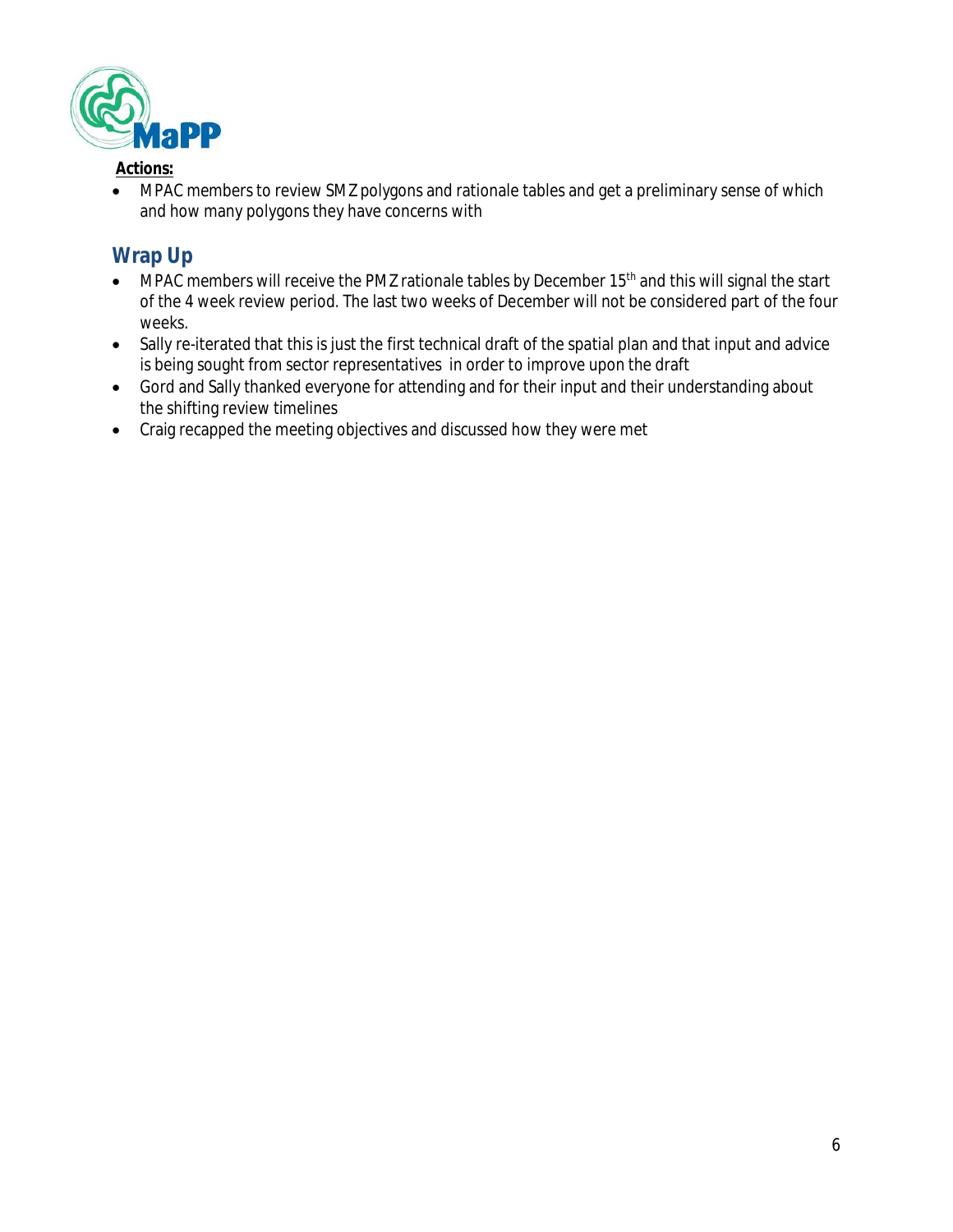**Actions:**

- MPAC members to review SMZ polygons and rationale tables and get a preliminary sense of which and how many polygons they have concerns with

## Wrap Up

- MPAC members will receive the PMZ rationale tables by December 15th and this will signal the start of the 4 week review period. The last two weeks of December will not be considered part of the four weeks.
- Sally re-iterated that this is just the first technical draft of the spatial plan and that input and advice is being sought from sector representatives in order to improve upon the draft
- Gord and Sally thanked everyone for attending and for their input and their understanding about the shifting review timelines
- Craig recapped the meeting objectives and discussed how they were met